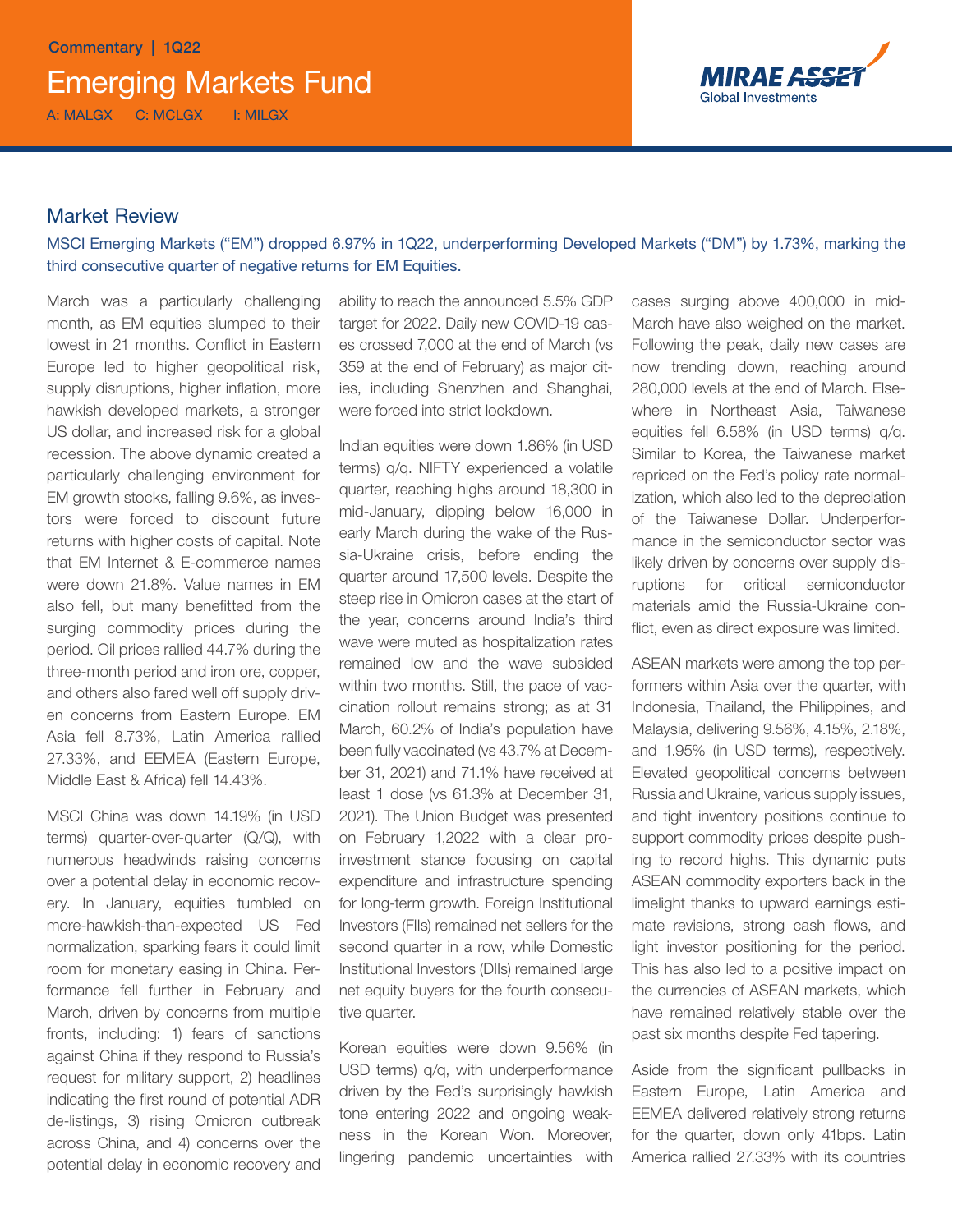Commentary | 1Q22

# Emerging Markets Fund

A: MALGX C: MCLGX I: MILGX

MIRAE ASSET Global Investments

## Market Review

MSCI Emerging Markets ("EM") dropped 6.97% in 1Q22, underperforming Developed Markets ("DM") by 1.73%, marking the third consecutive quarter of negative returns for EM Equities.

March was a particularly challenging month, as EM equities slumped to their lowest in 21 months. Conflict in Eastern Europe led to higher geopolitical risk, supply disruptions, higher inflation, more hawkish developed markets, a stronger US dollar, and increased risk for a global recession. The above dynamic created a particularly challenging environment for EM growth stocks, falling 9.6%, as investors were forced to discount future returns with higher costs of capital. Note that EM Internet & E-commerce names were down 21.8%. Value names in EM also fell, but many benefitted from the surging commodity prices during the period. Oil prices rallied 44.7% during the three-month period and iron ore, copper, and others also fared well off supply driven concerns from Eastern Europe. EM Asia fell 8.73%, Latin America rallied 27.33%, and EEMEA (Eastern Europe, Middle East & Africa) fell 14.43%.

MSCI China was down 14.19% (in USD terms) quarter-over-quarter (Q/Q), with numerous headwinds raising concerns over a potential delay in economic recovery. In January, equities tumbled on more-hawkish-than-expected US Fed normalization, sparking fears it could limit room for monetary easing in China. Performance fell further in February and March, driven by concerns from multiple fronts, including: 1) fears of sanctions against China if they respond to Russia's request for military support, 2) headlines indicating the first round of potential ADR de-listings, 3) rising Omicron outbreak across China, and 4) concerns over the potential delay in economic recovery and ability to reach the announced 5.5% GDP target for 2022. Daily new COVID-19 cases crossed 7,000 at the end of March (vs 359 at the end of February) as major cities, including Shenzhen and Shanghai, were forced into strict lockdown.

Indian equities were down 1.86% (in USD terms) q/q. NIFTY experienced a volatile quarter, reaching highs around 18,300 in mid-January, dipping below 16,000 in early March during the wake of the Russia-Ukraine crisis, before ending the quarter around 17,500 levels. Despite the steep rise in Omicron cases at the start of the year, concerns around India's third wave were muted as hospitalization rates remained low and the wave subsided within two months. Still, the pace of vaccination rollout remains strong; as at 31 March, 60.2% of India's population have been fully vaccinated (vs 43.7% at December 31, 2021) and 71.1% have received at least 1 dose (vs 61.3% at December 31, 2021). The Union Budget was presented on February 1,2022 with a clear pro-investment stance focusing on capital expenditure and infrastructure spending for long-term growth. Foreign Institutional Investors (FIIs) remained net sellers for the second quarter in a row, while Domestic Institutional Investors (DIIs) remained large net equity buyers for the fourth consecutive quarter.

Korean equities were down 9.56% (in USD terms) q/q, with underperformance driven by the Fed's surprisingly hawkish tone entering 2022 and ongoing weakness in the Korean Won. Moreover, lingering pandemic uncertainties with cases surging above 400,000 in mid-March have also weighed on the market. Following the peak, daily new cases are now trending down, reaching around 280,000 levels at the end of March. Elsewhere in Northeast Asia, Taiwanese equities fell 6.58% (in USD terms) q/q. Similar to Korea, the Taiwanese market repriced on the Fed's policy rate normalization, which also led to the depreciation of the Taiwanese Dollar. Underperformance in the semiconductor sector was likely driven by concerns over supply disruptions for critical semiconductor materials amid the Russia-Ukraine conflict, even as direct exposure was limited.

ASEAN markets were among the top performers within Asia over the quarter, with Indonesia, Thailand, the Philippines, and Malaysia, delivering 9.56%, 4.15%, 2.18%, and 1.95% (in USD terms), respectively. Elevated geopolitical concerns between Russia and Ukraine, various supply issues, and tight inventory positions continue to support commodity prices despite pushing to record highs. This dynamic puts ASEAN commodity exporters back in the limelight thanks to upward earnings estimate revisions, strong cash flows, and light investor positioning for the period. This has also led to a positive impact on the currencies of ASEAN markets, which have remained relatively stable over the past six months despite Fed tapering.

Aside from the significant pullbacks in Eastern Europe, Latin America and EEMEA delivered relatively strong returns for the quarter, down only 41bps. Latin America rallied 27.33% with its countries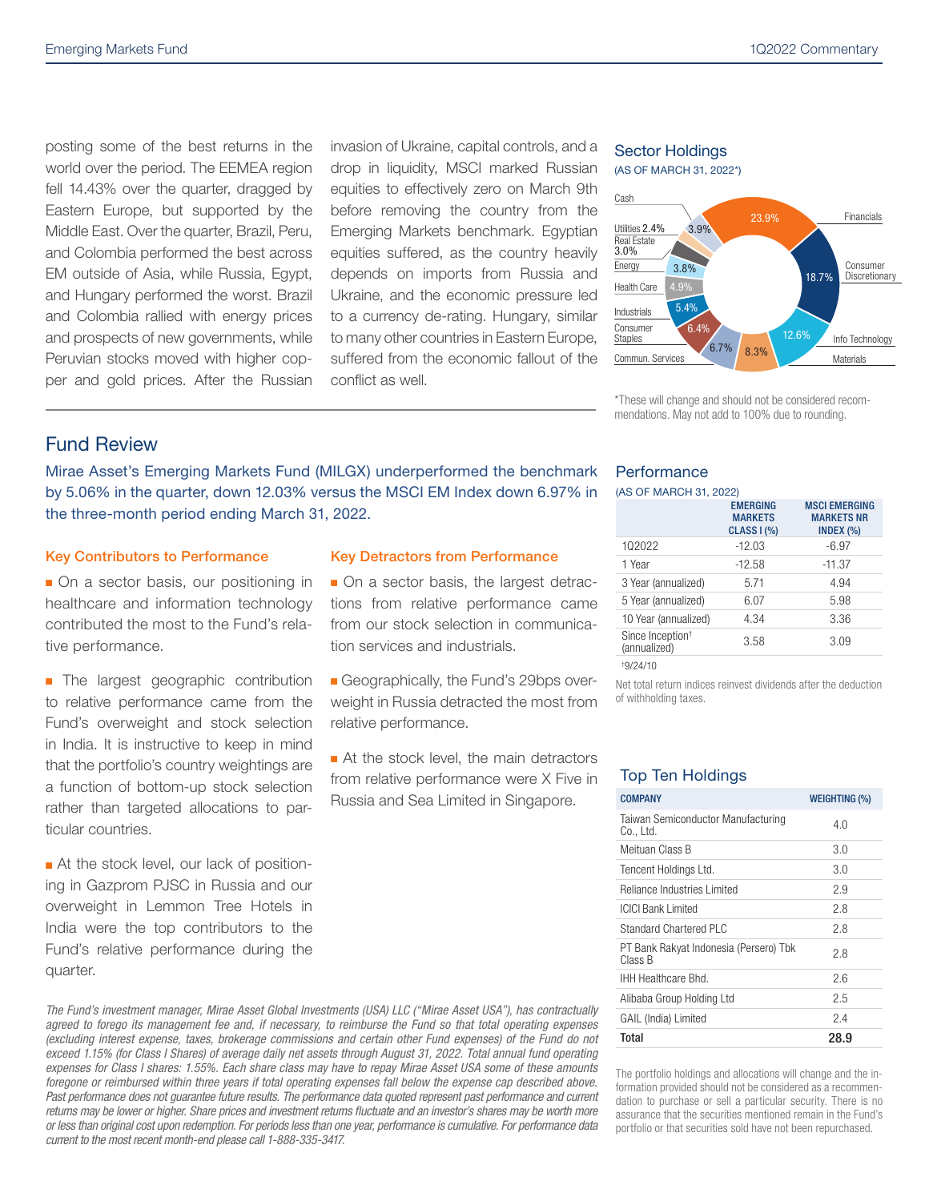posting some of the best returns in the world over the period. The EEMEA region fell 14.43% over the quarter, dragged by Eastern Europe, but supported by the Middle East. Over the quarter, Brazil, Peru, and Colombia performed the best across EM outside of Asia, while Russia, Egypt, and Hungary performed the worst. Brazil and Colombia rallied with energy prices and prospects of new governments, while Peruvian stocks moved with higher copper and gold prices. After the Russian invasion of Ukraine, capital controls, and a drop in liquidity, MSCI marked Russian equities to effectively zero on March 9th before removing the country from the Emerging Markets benchmark. Egyptian equities suffered, as the country heavily depends on imports from Russia and Ukraine, and the economic pressure led to a currency de-rating. Hungary, similar to many other countries in Eastern Europe, suffered from the economic fallout of the conflict as well.

## Sector Holdings

(AS OF MARCH 31, 2022*)

| Sector | Weight |
|---|---|
| Financials | 23.9% |
| Consumer Discretionary | 18.7% |
| Info Technology | 12.6% |
| Materials | 8.3% |
| Commun. Services | 6.7% |
| Consumer Staples | 6.4% |
| Industrials | 5.4% |
| Health Care | 4.9% |
| Energy | 3.8% |
| Real Estate | 3.0% |
| Utilities | 2.4% |
| Cash | 3.9% |

*These will change and should not be considered recommendations. May not add to 100% due to rounding.

## Fund Review

Mirae Asset's Emerging Markets Fund (MILGX) underperformed the benchmark by 5.06% in the quarter, down 12.03% versus the MSCI EM Index down 6.97% in the three-month period ending March 31, 2022.

### Key Contributors to Performance

- On a sector basis, our positioning in healthcare and information technology contributed the most to the Fund's relative performance.
- The largest geographic contribution to relative performance came from the Fund's overweight and stock selection in India. It is instructive to keep in mind that the portfolio's country weightings are a function of bottom-up stock selection rather than targeted allocations to particular countries.
- At the stock level, our lack of positioning in Gazprom PJSC in Russia and our overweight in Lemmon Tree Hotels in India were the top contributors to the Fund's relative performance during the quarter.

### Key Detractors from Performance

- On a sector basis, the largest detractions from relative performance came from our stock selection in communication services and industrials.
- Geographically, the Fund's 29bps overweight in Russia detracted the most from relative performance.
- At the stock level, the main detractors from relative performance were X Five in Russia and Sea Limited in Singapore.

## Performance

(AS OF MARCH 31, 2022)

| | EMERGING MARKETS CLASS I (%) | MSCI EMERGING MARKETS NR INDEX (%) |
|---|---|---|
| 1Q2022 | -12.03 | -6.97 |
| 1 Year | -12.58 | -11.37 |
| 3 Year (annualized) | 5.71 | 4.94 |
| 5 Year (annualized) | 6.07 | 5.98 |
| 10 Year (annualized) | 4.34 | 3.36 |
| Since Inception† (annualized) | 3.58 | 3.09 |

†9/24/10

Net total return indices reinvest dividends after the deduction of withholding taxes.

## Top Ten Holdings

| COMPANY | WEIGHTING (%) |
|---|---|
| Taiwan Semiconductor Manufacturing Co., Ltd. | 4.0 |
| Meituan Class B | 3.0 |
| Tencent Holdings Ltd. | 3.0 |
| Reliance Industries Limited | 2.9 |
| ICICI Bank Limited | 2.8 |
| Standard Chartered PLC | 2.8 |
| PT Bank Rakyat Indonesia (Persero) Tbk Class B | 2.8 |
| IHH Healthcare Bhd. | 2.6 |
| Alibaba Group Holding Ltd | 2.5 |
| GAIL (India) Limited | 2.4 |
| **Total** | **28.9** |

The portfolio holdings and allocations will change and the information provided should not be considered as a recommendation to purchase or sell a particular security. There is no assurance that the securities mentioned remain in the Fund's portfolio or that securities sold have not been repurchased.

*The Fund's investment manager, Mirae Asset Global Investments (USA) LLC ("Mirae Asset USA"), has contractually agreed to forego its management fee and, if necessary, to reimburse the Fund so that total operating expenses (excluding interest expense, taxes, brokerage commissions and certain other Fund expenses) of the Fund do not exceed 1.15% (for Class I Shares) of average daily net assets through August 31, 2022. Total annual fund operating expenses for Class I shares: 1.55%. Each share class may have to repay Mirae Asset USA some of these amounts foregone or reimbursed within three years if total operating expenses fall below the expense cap described above. Past performance does not guarantee future results. The performance data quoted represent past performance and current returns may be lower or higher. Share prices and investment returns fluctuate and an investor's shares may be worth more or less than original cost upon redemption. For periods less than one year, performance is cumulative. For performance data current to the most recent month-end please call 1-888-335-3417.*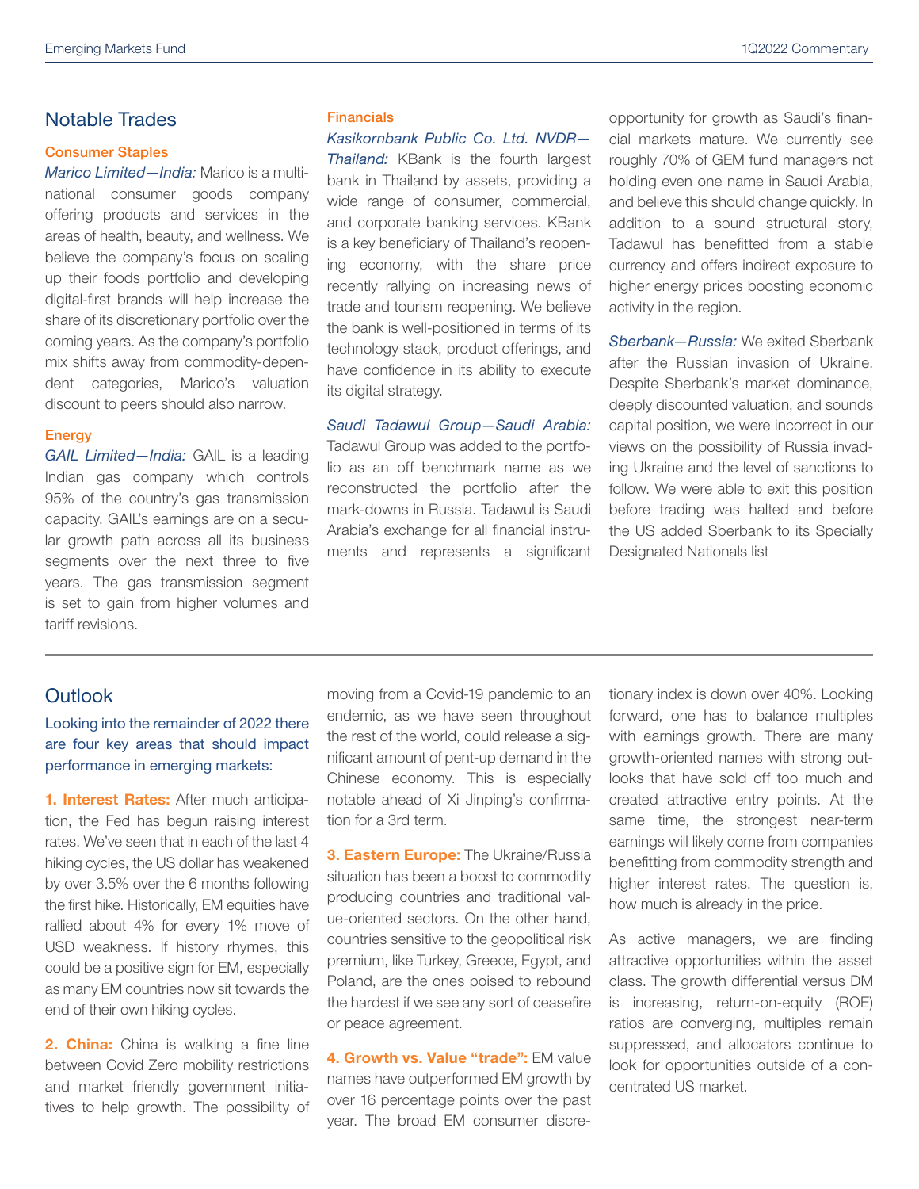## Notable Trades

### Consumer Staples

*Marico Limited—India:* Marico is a multinational consumer goods company offering products and services in the areas of health, beauty, and wellness. We believe the company's focus on scaling up their foods portfolio and developing digital-first brands will help increase the share of its discretionary portfolio over the coming years. As the company's portfolio mix shifts away from commodity-dependent categories, Marico's valuation discount to peers should also narrow.

### Energy

*GAIL Limited—India:* GAIL is a leading Indian gas company which controls 95% of the country's gas transmission capacity. GAIL's earnings are on a secular growth path across all its business segments over the next three to five years. The gas transmission segment is set to gain from higher volumes and tariff revisions.

### Financials

*Kasikornbank Public Co. Ltd. NVDR—Thailand:* KBank is the fourth largest bank in Thailand by assets, providing a wide range of consumer, commercial, and corporate banking services. KBank is a key beneficiary of Thailand's reopening economy, with the share price recently rallying on increasing news of trade and tourism reopening. We believe the bank is well-positioned in terms of its technology stack, product offerings, and have confidence in its ability to execute its digital strategy.

*Saudi Tadawul Group—Saudi Arabia:* Tadawul Group was added to the portfolio as an off benchmark name as we reconstructed the portfolio after the mark-downs in Russia. Tadawul is Saudi Arabia's exchange for all financial instruments and represents a significant opportunity for growth as Saudi's financial markets mature. We currently see roughly 70% of GEM fund managers not holding even one name in Saudi Arabia, and believe this should change quickly. In addition to a sound structural story, Tadawul has benefitted from a stable currency and offers indirect exposure to higher energy prices boosting economic activity in the region.

*Sberbank—Russia:* We exited Sberbank after the Russian invasion of Ukraine. Despite Sberbank's market dominance, deeply discounted valuation, and sounds capital position, we were incorrect in our views on the possibility of Russia invading Ukraine and the level of sanctions to follow. We were able to exit this position before trading was halted and before the US added Sberbank to its Specially Designated Nationals list

## Outlook

Looking into the remainder of 2022 there are four key areas that should impact performance in emerging markets:

**1. Interest Rates:** After much anticipation, the Fed has begun raising interest rates. We've seen that in each of the last 4 hiking cycles, the US dollar has weakened by over 3.5% over the 6 months following the first hike. Historically, EM equities have rallied about 4% for every 1% move of USD weakness. If history rhymes, this could be a positive sign for EM, especially as many EM countries now sit towards the end of their own hiking cycles.

**2. China:** China is walking a fine line between Covid Zero mobility restrictions and market friendly government initiatives to help growth. The possibility of moving from a Covid-19 pandemic to an endemic, as we have seen throughout the rest of the world, could release a significant amount of pent-up demand in the Chinese economy. This is especially notable ahead of Xi Jinping's confirmation for a 3rd term.

**3. Eastern Europe:** The Ukraine/Russia situation has been a boost to commodity producing countries and traditional value-oriented sectors. On the other hand, countries sensitive to the geopolitical risk premium, like Turkey, Greece, Egypt, and Poland, are the ones poised to rebound the hardest if we see any sort of ceasefire or peace agreement.

**4. Growth vs. Value "trade":** EM value names have outperformed EM growth by over 16 percentage points over the past year. The broad EM consumer discretionary index is down over 40%. Looking forward, one has to balance multiples with earnings growth. There are many growth-oriented names with strong outlooks that have sold off too much and created attractive entry points. At the same time, the strongest near-term earnings will likely come from companies benefitting from commodity strength and higher interest rates. The question is, how much is already in the price.

As active managers, we are finding attractive opportunities within the asset class. The growth differential versus DM is increasing, return-on-equity (ROE) ratios are converging, multiples remain suppressed, and allocators continue to look for opportunities outside of a concentrated US market.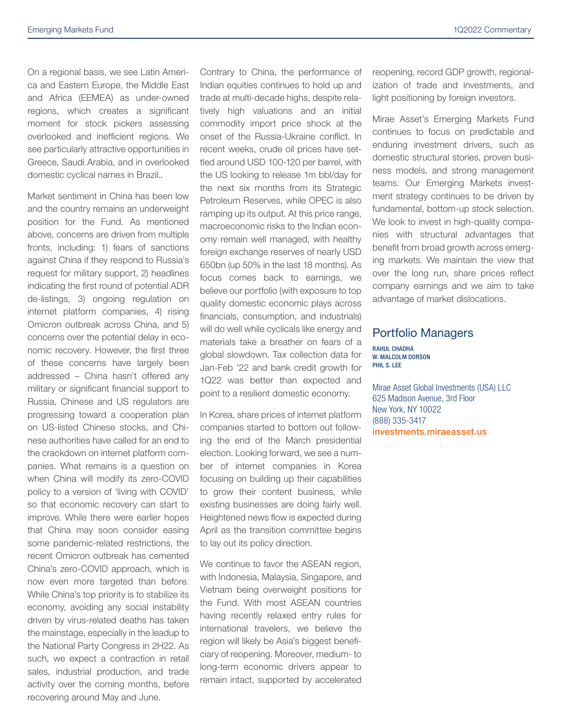On a regional basis, we see Latin America and Eastern Europe, the Middle East and Africa (EEMEA) as under-owned regions, which creates a significant moment for stock pickers assessing overlooked and inefficient regions. We see particularly attractive opportunities in Greece, Saudi Arabia, and in overlooked domestic cyclical names in Brazil..

Market sentiment in China has been low and the country remains an underweight position for the Fund. As mentioned above, concerns are driven from multiple fronts, including: 1) fears of sanctions against China if they respond to Russia's request for military support, 2) headlines indicating the first round of potential ADR de-listings, 3) ongoing regulation on internet platform companies, 4) rising Omicron outbreak across China, and 5) concerns over the potential delay in economic recovery. However, the first three of these concerns have largely been addressed – China hasn't offered any military or significant financial support to Russia, Chinese and US regulators are progressing toward a cooperation plan on US-listed Chinese stocks, and Chinese authorities have called for an end to the crackdown on internet platform companies. What remains is a question on when China will modify its zero-COVID policy to a version of 'living with COVID' so that economic recovery can start to improve. While there were earlier hopes that China may soon consider easing some pandemic-related restrictions, the recent Omicron outbreak has cemented China's zero-COVID approach, which is now even more targeted than before. While China's top priority is to stabilize its economy, avoiding any social instability driven by virus-related deaths has taken the mainstage, especially in the leadup to the National Party Congress in 2H22. As such, we expect a contraction in retail sales, industrial production, and trade activity over the coming months, before recovering around May and June.

Contrary to China, the performance of Indian equities continues to hold up and trade at multi-decade highs, despite relatively high valuations and an initial commodity import price shock at the onset of the Russia-Ukraine conflict. In recent weeks, crude oil prices have settled around USD 100-120 per barrel, with the US looking to release 1m bbl/day for the next six months from its Strategic Petroleum Reserves, while OPEC is also ramping up its output. At this price range, macroeconomic risks to the Indian economy remain well managed, with healthy foreign exchange reserves of nearly USD 650bn (up 50% in the last 18 months). As focus comes back to earnings, we believe our portfolio (with exposure to top quality domestic economic plays across financials, consumption, and industrials) will do well while cyclicals like energy and materials take a breather on fears of a global slowdown. Tax collection data for Jan-Feb '22 and bank credit growth for 1Q22 was better than expected and point to a resilient domestic economy.

In Korea, share prices of internet platform companies started to bottom out following the end of the March presidential election. Looking forward, we see a number of internet companies in Korea focusing on building up their capabilities to grow their content business, while existing businesses are doing fairly well. Heightened news flow is expected during April as the transition committee begins to lay out its policy direction.

We continue to favor the ASEAN region, with Indonesia, Malaysia, Singapore, and Vietnam being overweight positions for the Fund. With most ASEAN countries having recently relaxed entry rules for international travelers, we believe the region will likely be Asia's biggest beneficiary of reopening. Moreover, medium- to long-term economic drivers appear to remain intact, supported by accelerated reopening, record GDP growth, regionalization of trade and investments, and light positioning by foreign investors.

Mirae Asset's Emerging Markets Fund continues to focus on predictable and enduring investment drivers, such as domestic structural stories, proven business models, and strong management teams. Our Emerging Markets investment strategy continues to be driven by fundamental, bottom-up stock selection. We look to invest in high-quality companies with structural advantages that benefit from broad growth across emerging markets. We maintain the view that over the long run, share prices reflect company earnings and we aim to take advantage of market dislocations.

## Portfolio Managers

RAHUL CHADHA
W. MALCOLM DORSON
PHIL S. LEE

Mirae Asset Global Investments (USA) LLC
625 Madison Avenue, 3rd Floor
New York, NY 10022
(888) 335-3417
**investments.miraeasset.us**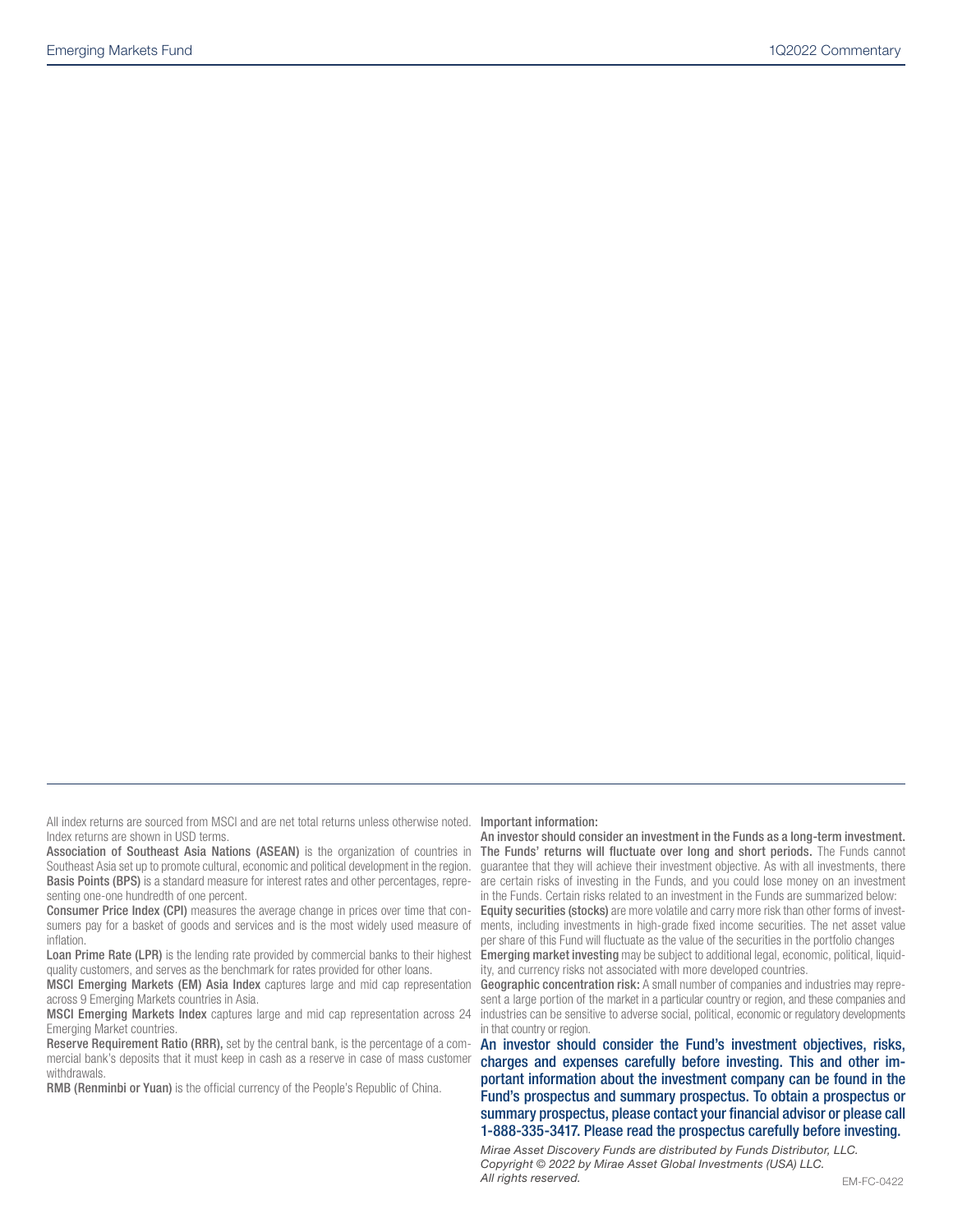All index returns are sourced from MSCI and are net total returns unless otherwise noted. Index returns are shown in USD terms.

**Association of Southeast Asia Nations (ASEAN)** is the organization of countries in Southeast Asia set up to promote cultural, economic and political development in the region.

**Basis Points (BPS)** is a standard measure for interest rates and other percentages, representing one-one hundredth of one percent.

**Consumer Price Index (CPI)** measures the average change in prices over time that consumers pay for a basket of goods and services and is the most widely used measure of inflation.

**Loan Prime Rate (LPR)** is the lending rate provided by commercial banks to their highest quality customers, and serves as the benchmark for rates provided for other loans.

**MSCI Emerging Markets (EM) Asia Index** captures large and mid cap representation across 9 Emerging Markets countries in Asia.

**MSCI Emerging Markets Index** captures large and mid cap representation across 24 Emerging Market countries.

**Reserve Requirement Ratio (RRR),** set by the central bank, is the percentage of a commercial bank's deposits that it must keep in cash as a reserve in case of mass customer withdrawals.

**RMB (Renminbi or Yuan)** is the official currency of the People's Republic of China.

**Important information:**

**An investor should consider an investment in the Funds as a long-term investment. The Funds' returns will fluctuate over long and short periods.** The Funds cannot guarantee that they will achieve their investment objective. As with all investments, there are certain risks of investing in the Funds, and you could lose money on an investment in the Funds. Certain risks related to an investment in the Funds are summarized below:

**Equity securities (stocks)** are more volatile and carry more risk than other forms of investments, including investments in high-grade fixed income securities. The net asset value per share of this Fund will fluctuate as the value of the securities in the portfolio changes

**Emerging market investing** may be subject to additional legal, economic, political, liquidity, and currency risks not associated with more developed countries.

**Geographic concentration risk:** A small number of companies and industries may represent a large portion of the market in a particular country or region, and these companies and industries can be sensitive to adverse social, political, economic or regulatory developments in that country or region.

**An investor should consider the Fund's investment objectives, risks, charges and expenses carefully before investing. This and other important information about the investment company can be found in the Fund's prospectus and summary prospectus. To obtain a prospectus or summary prospectus, please contact your financial advisor or please call 1-888-335-3417. Please read the prospectus carefully before investing.**

*Mirae Asset Discovery Funds are distributed by Funds Distributor, LLC.*
*Copyright © 2022 by Mirae Asset Global Investments (USA) LLC.*
*All rights reserved.*

EM-FC-0422